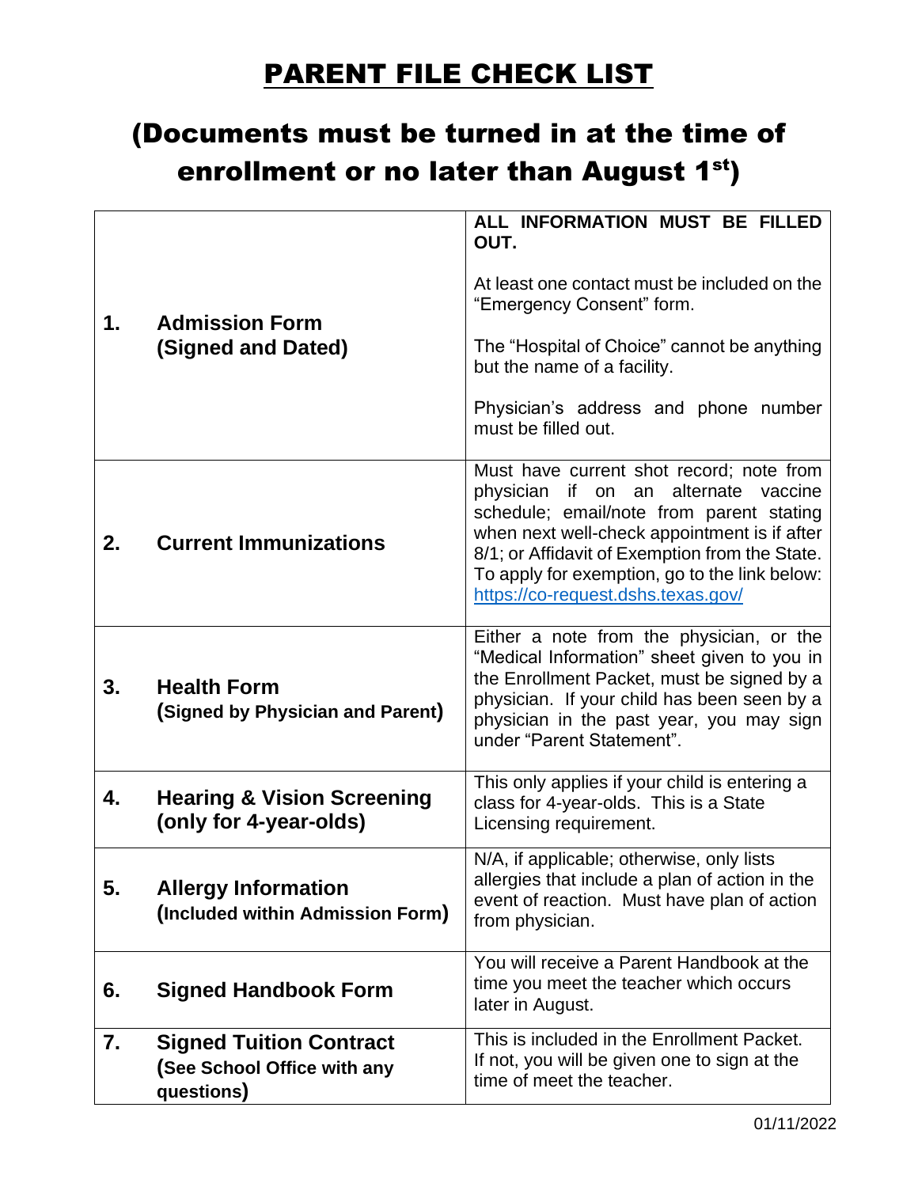# PARENT FILE CHECK LIST

## (Documents must be turned in at the time of enrollment or no later than August 1st)

| # | Document | Details |
|---|---|---|
| 1. | **Admission Form (Signed and Dated)** | **ALL INFORMATION MUST BE FILLED OUT.**<br><br>At least one contact must be included on the "Emergency Consent" form.<br><br>The "Hospital of Choice" cannot be anything but the name of a facility.<br><br>Physician's address and phone number must be filled out. |
| 2. | **Current Immunizations** | Must have current shot record; note from physician if on an alternate vaccine schedule; email/note from parent stating when next well-check appointment is if after 8/1; or Affidavit of Exemption from the State. To apply for exemption, go to the link below: https://co-request.dshs.texas.gov/ |
| 3. | **Health Form (Signed by Physician and Parent)** | Either a note from the physician, or the "Medical Information" sheet given to you in the Enrollment Packet, must be signed by a physician. If your child has been seen by a physician in the past year, you may sign under "Parent Statement". |
| 4. | **Hearing & Vision Screening (only for 4-year-olds)** | This only applies if your child is entering a class for 4-year-olds. This is a State Licensing requirement. |
| 5. | **Allergy Information (Included within Admission Form)** | N/A, if applicable; otherwise, only lists allergies that include a plan of action in the event of reaction. Must have plan of action from physician. |
| 6. | **Signed Handbook Form** | You will receive a Parent Handbook at the time you meet the teacher which occurs later in August. |
| 7. | **Signed Tuition Contract (See School Office with any questions)** | This is included in the Enrollment Packet. If not, you will be given one to sign at the time of meet the teacher. |

01/11/2022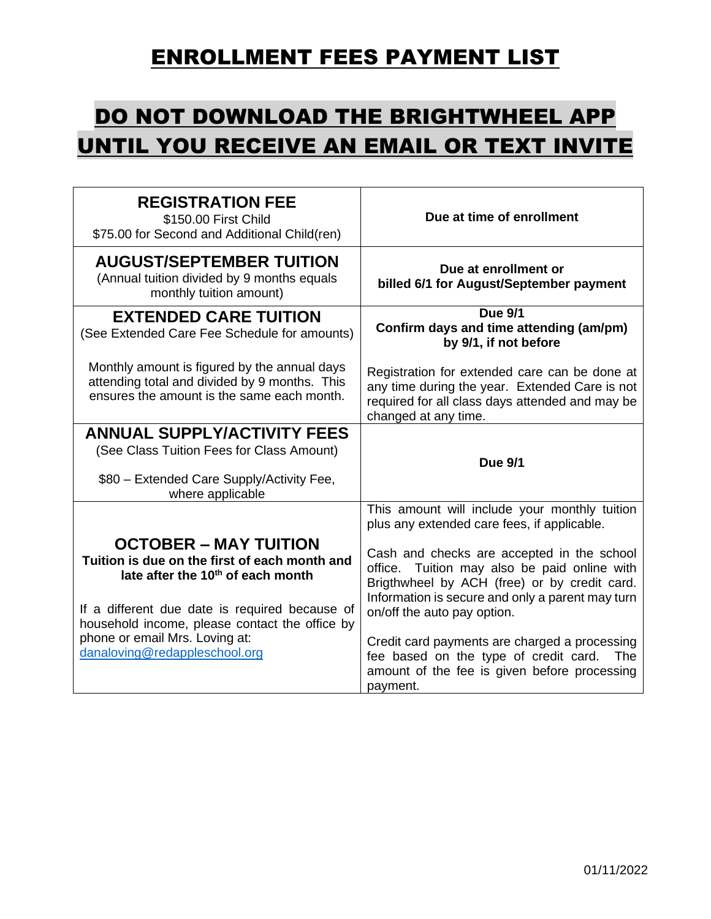# ENROLLMENT FEES PAYMENT LIST

## DO NOT DOWNLOAD THE BRIGHTWHEEL APP UNTIL YOU RECEIVE AN EMAIL OR TEXT INVITE

| | |
|---|---|
| **REGISTRATION FEE**<br>$150.00 First Child<br>$75.00 for Second and Additional Child(ren) | **Due at time of enrollment** |
| **AUGUST/SEPTEMBER TUITION**<br>(Annual tuition divided by 9 months equals monthly tuition amount) | **Due at enrollment or billed 6/1 for August/September payment** |
| **EXTENDED CARE TUITION**<br>(See Extended Care Fee Schedule for amounts)<br><br>Monthly amount is figured by the annual days attending total and divided by 9 months. This ensures the amount is the same each month. | **Due 9/1**<br>**Confirm days and time attending (am/pm) by 9/1, if not before**<br><br>Registration for extended care can be done at any time during the year. Extended Care is not required for all class days attended and may be changed at any time. |
| **ANNUAL SUPPLY/ACTIVITY FEES**<br>(See Class Tuition Fees for Class Amount)<br><br>$80 – Extended Care Supply/Activity Fee, where applicable | **Due 9/1** |
| **OCTOBER – MAY TUITION**<br>**Tuition is due on the first of each month and late after the 10th of each month**<br><br>If a different due date is required because of household income, please contact the office by phone or email Mrs. Loving at: danaloving@redappleschool.org | This amount will include your monthly tuition plus any extended care fees, if applicable.<br><br>Cash and checks are accepted in the school office. Tuition may also be paid online with Brigthwheel by ACH (free) or by credit card. Information is secure and only a parent may turn on/off the auto pay option.<br><br>Credit card payments are charged a processing fee based on the type of credit card. The amount of the fee is given before processing payment. |

01/11/2022